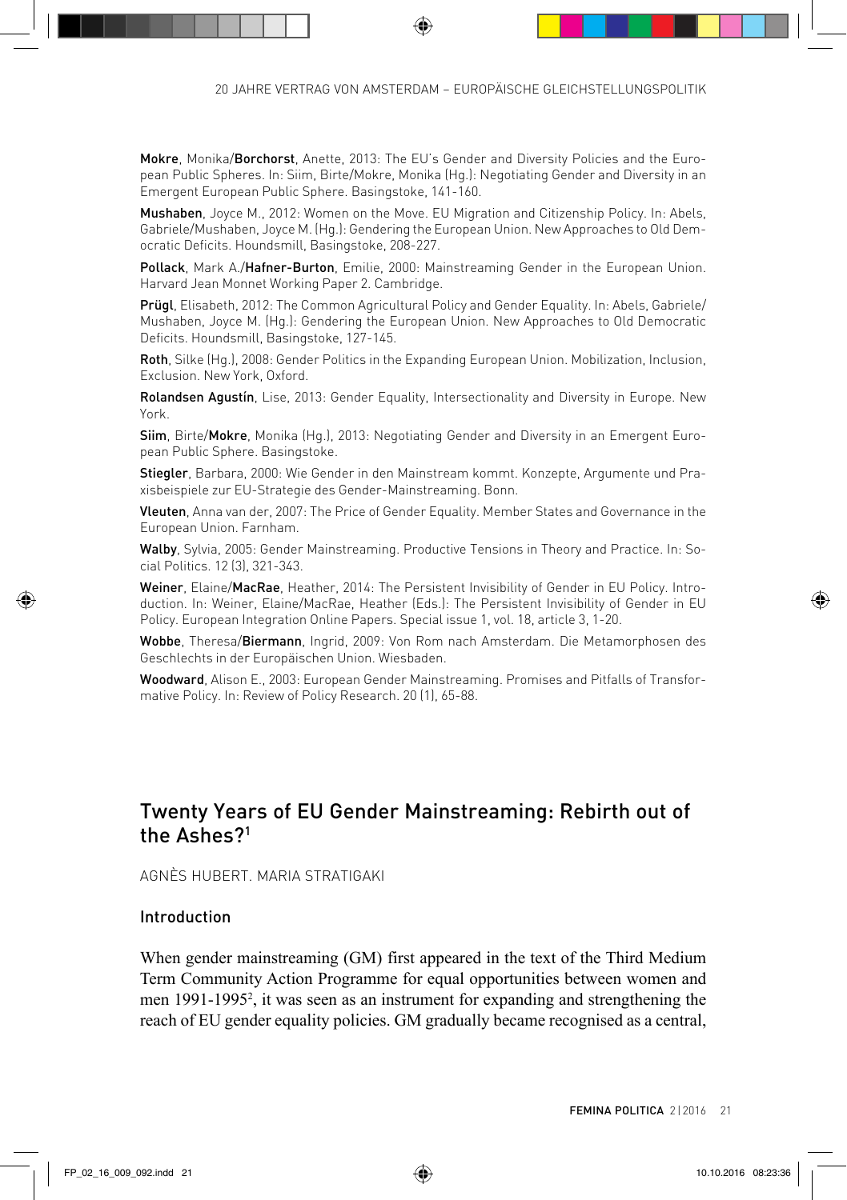**Mokre**, Monika/**Borchorst**, Anette, 2013: The EU's Gender and Diversity Policies and the European Public Spheres. In: Siim, Birte/Mokre, Monika (Hg.): Negotiating Gender and Diversity in an Emergent European Public Sphere. Basingstoke, 141-160.

**Mushaben**, Joyce M., 2012: Women on the Move. EU Migration and Citizenship Policy. In: Abels, Gabriele/Mushaben, Joyce M. (Hg.): Gendering the European Union. New Approaches to Old Democratic Deficits. Houndsmill, Basingstoke, 208-227.

**Pollack**, Mark A./**Hafner-Burton**, Emilie, 2000: Mainstreaming Gender in the European Union. Harvard Jean Monnet Working Paper 2. Cambridge.

**Prügl**, Elisabeth, 2012: The Common Agricultural Policy and Gender Equality. In: Abels, Gabriele/Mushaben, Joyce M. (Hg.): Gendering the European Union. New Approaches to Old Democratic Deficits. Houndsmill, Basingstoke, 127-145.

**Roth**, Silke (Hg.), 2008: Gender Politics in the Expanding European Union. Mobilization, Inclusion, Exclusion. New York, Oxford.

**Rolandsen Agustín**, Lise, 2013: Gender Equality, Intersectionality and Diversity in Europe. New York.

**Siim**, Birte/**Mokre**, Monika (Hg.), 2013: Negotiating Gender and Diversity in an Emergent European Public Sphere. Basingstoke.

**Stiegler**, Barbara, 2000: Wie Gender in den Mainstream kommt. Konzepte, Argumente und Praxisbeispiele zur EU-Strategie des Gender-Mainstreaming. Bonn.

**Vleuten**, Anna van der, 2007: The Price of Gender Equality. Member States and Governance in the European Union. Farnham.

**Walby**, Sylvia, 2005: Gender Mainstreaming. Productive Tensions in Theory and Practice. In: Social Politics. 12 (3), 321-343.

**Weiner**, Elaine/**MacRae**, Heather, 2014: The Persistent Invisibility of Gender in EU Policy. Introduction. In: Weiner, Elaine/MacRae, Heather (Eds.): The Persistent Invisibility of Gender in EU Policy. European Integration Online Papers. Special issue 1, vol. 18, article 3, 1-20.

**Wobbe**, Theresa/**Biermann**, Ingrid, 2009: Von Rom nach Amsterdam. Die Metamorphosen des Geschlechts in der Europäischen Union. Wiesbaden.

**Woodward**, Alison E., 2003: European Gender Mainstreaming. Promises and Pitfalls of Transformative Policy. In: Review of Policy Research. 20 (1), 65-88.

# Twenty Years of EU Gender Mainstreaming: Rebirth out of the Ashes?[1]

AGNÈS HUBERT. MARIA STRATIGAKI

## Introduction

When gender mainstreaming (GM) first appeared in the text of the Third Medium Term Community Action Programme for equal opportunities between women and men 1991-1995[2], it was seen as an instrument for expanding and strengthening the reach of EU gender equality policies. GM gradually became recognised as a central,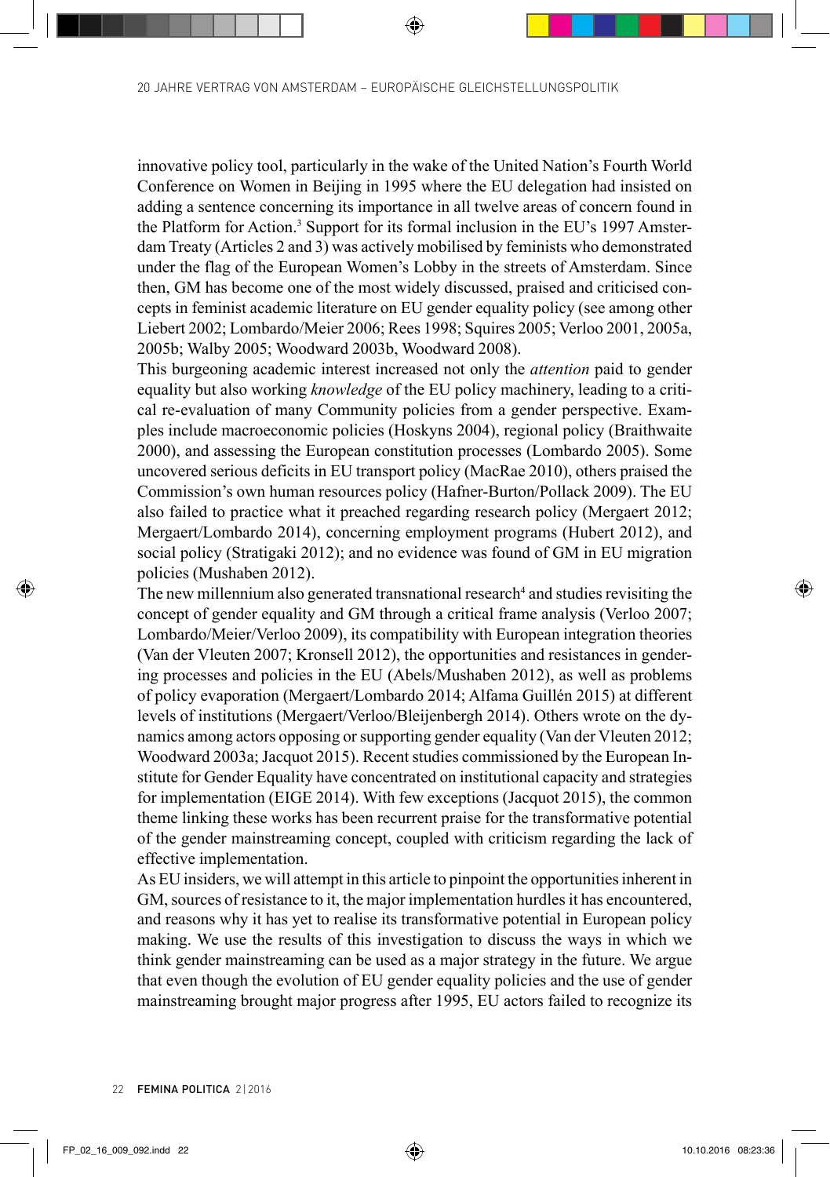innovative policy tool, particularly in the wake of the United Nation's Fourth World Conference on Women in Beijing in 1995 where the EU delegation had insisted on adding a sentence concerning its importance in all twelve areas of concern found in the Platform for Action.[3] Support for its formal inclusion in the EU's 1997 Amsterdam Treaty (Articles 2 and 3) was actively mobilised by feminists who demonstrated under the flag of the European Women's Lobby in the streets of Amsterdam. Since then, GM has become one of the most widely discussed, praised and criticised concepts in feminist academic literature on EU gender equality policy (see among other Liebert 2002; Lombardo/Meier 2006; Rees 1998; Squires 2005; Verloo 2001, 2005a, 2005b; Walby 2005; Woodward 2003b, Woodward 2008).

This burgeoning academic interest increased not only the *attention* paid to gender equality but also working *knowledge* of the EU policy machinery, leading to a critical re-evaluation of many Community policies from a gender perspective. Examples include macroeconomic policies (Hoskyns 2004), regional policy (Braithwaite 2000), and assessing the European constitution processes (Lombardo 2005). Some uncovered serious deficits in EU transport policy (MacRae 2010), others praised the Commission's own human resources policy (Hafner-Burton/Pollack 2009). The EU also failed to practice what it preached regarding research policy (Mergaert 2012; Mergaert/Lombardo 2014), concerning employment programs (Hubert 2012), and social policy (Stratigaki 2012); and no evidence was found of GM in EU migration policies (Mushaben 2012).

The new millennium also generated transnational research[4] and studies revisiting the concept of gender equality and GM through a critical frame analysis (Verloo 2007; Lombardo/Meier/Verloo 2009), its compatibility with European integration theories (Van der Vleuten 2007; Kronsell 2012), the opportunities and resistances in gendering processes and policies in the EU (Abels/Mushaben 2012), as well as problems of policy evaporation (Mergaert/Lombardo 2014; Alfama Guillén 2015) at different levels of institutions (Mergaert/Verloo/Bleijenbergh 2014). Others wrote on the dynamics among actors opposing or supporting gender equality (Van der Vleuten 2012; Woodward 2003a; Jacquot 2015). Recent studies commissioned by the European Institute for Gender Equality have concentrated on institutional capacity and strategies for implementation (EIGE 2014). With few exceptions (Jacquot 2015), the common theme linking these works has been recurrent praise for the transformative potential of the gender mainstreaming concept, coupled with criticism regarding the lack of effective implementation.

As EU insiders, we will attempt in this article to pinpoint the opportunities inherent in GM, sources of resistance to it, the major implementation hurdles it has encountered, and reasons why it has yet to realise its transformative potential in European policy making. We use the results of this investigation to discuss the ways in which we think gender mainstreaming can be used as a major strategy in the future. We argue that even though the evolution of EU gender equality policies and the use of gender mainstreaming brought major progress after 1995, EU actors failed to recognize its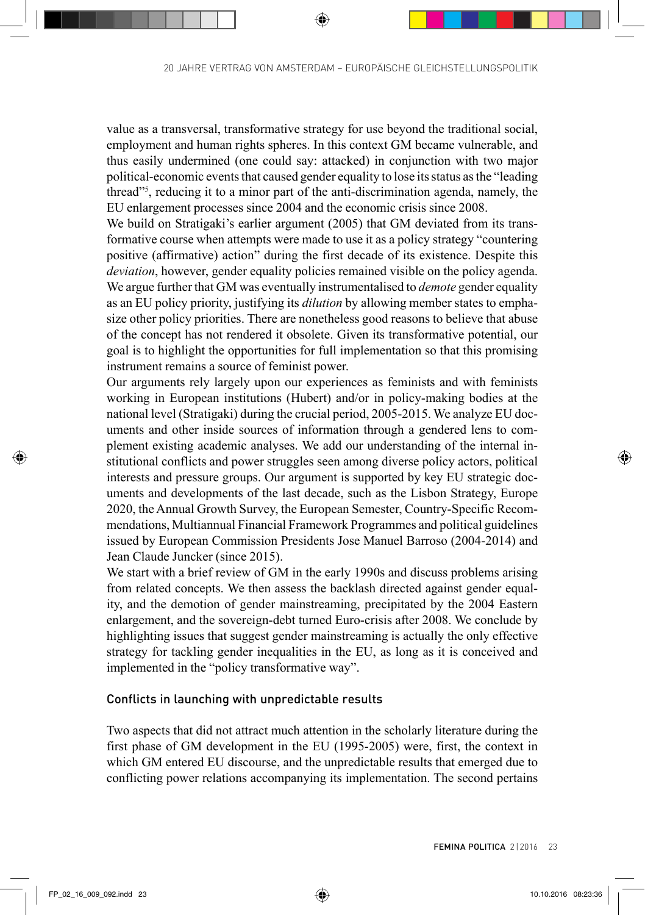value as a transversal, transformative strategy for use beyond the traditional social, employment and human rights spheres. In this context GM became vulnerable, and thus easily undermined (one could say: attacked) in conjunction with two major political-economic events that caused gender equality to lose its status as the "leading thread"[5], reducing it to a minor part of the anti-discrimination agenda, namely, the EU enlargement processes since 2004 and the economic crisis since 2008.

We build on Stratigaki's earlier argument (2005) that GM deviated from its transformative course when attempts were made to use it as a policy strategy "countering positive (affirmative) action" during the first decade of its existence. Despite this *deviation*, however, gender equality policies remained visible on the policy agenda. We argue further that GM was eventually instrumentalised to *demote* gender equality as an EU policy priority, justifying its *dilution* by allowing member states to emphasize other policy priorities. There are nonetheless good reasons to believe that abuse of the concept has not rendered it obsolete. Given its transformative potential, our goal is to highlight the opportunities for full implementation so that this promising instrument remains a source of feminist power.

Our arguments rely largely upon our experiences as feminists and with feminists working in European institutions (Hubert) and/or in policy-making bodies at the national level (Stratigaki) during the crucial period, 2005-2015. We analyze EU documents and other inside sources of information through a gendered lens to complement existing academic analyses. We add our understanding of the internal institutional conflicts and power struggles seen among diverse policy actors, political interests and pressure groups. Our argument is supported by key EU strategic documents and developments of the last decade, such as the Lisbon Strategy, Europe 2020, the Annual Growth Survey, the European Semester, Country-Specific Recommendations, Multiannual Financial Framework Programmes and political guidelines issued by European Commission Presidents Jose Manuel Barroso (2004-2014) and Jean Claude Juncker (since 2015).

We start with a brief review of GM in the early 1990s and discuss problems arising from related concepts. We then assess the backlash directed against gender equality, and the demotion of gender mainstreaming, precipitated by the 2004 Eastern enlargement, and the sovereign-debt turned Euro-crisis after 2008. We conclude by highlighting issues that suggest gender mainstreaming is actually the only effective strategy for tackling gender inequalities in the EU, as long as it is conceived and implemented in the "policy transformative way".

## Conflicts in launching with unpredictable results

Two aspects that did not attract much attention in the scholarly literature during the first phase of GM development in the EU (1995-2005) were, first, the context in which GM entered EU discourse, and the unpredictable results that emerged due to conflicting power relations accompanying its implementation. The second pertains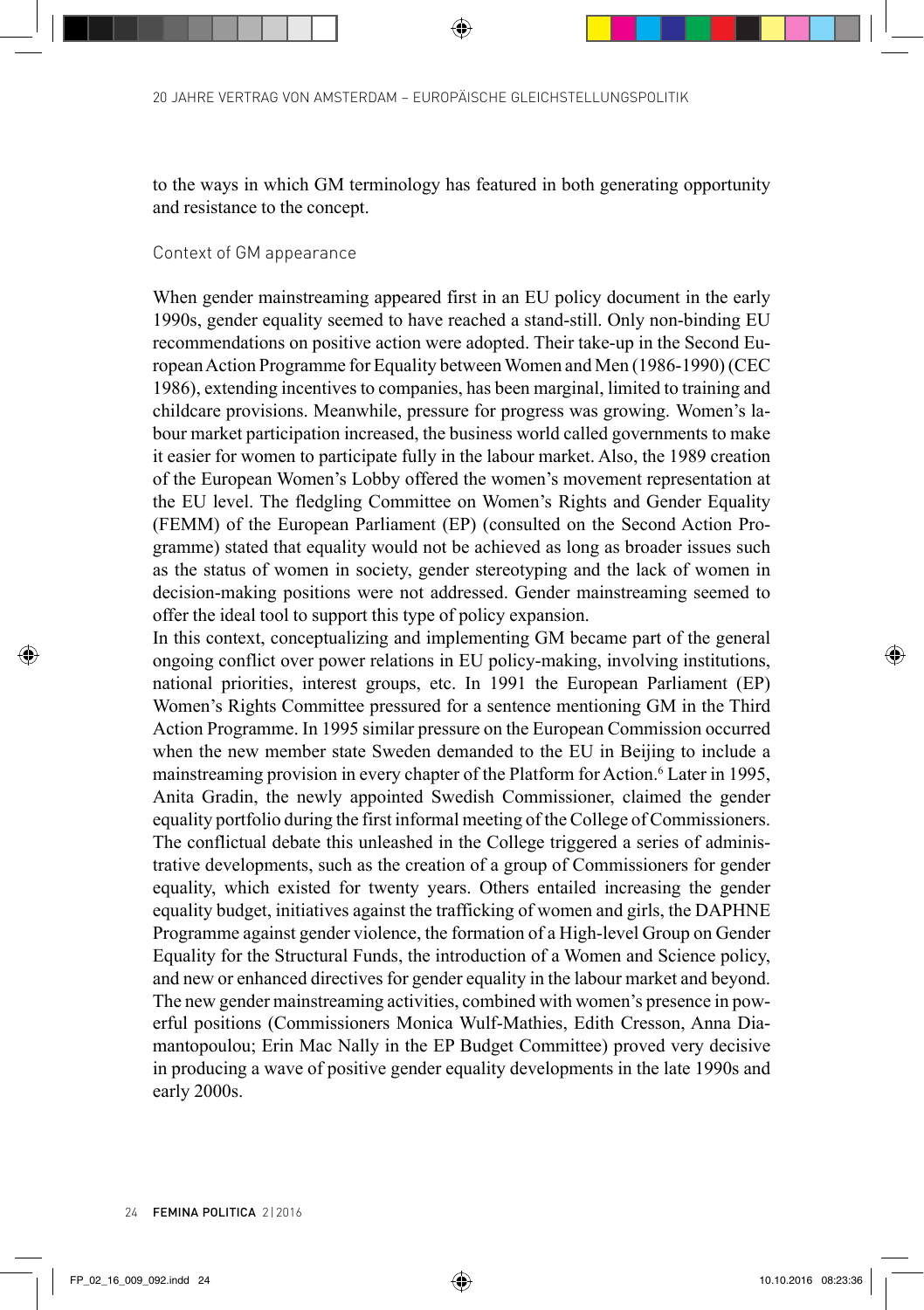to the ways in which GM terminology has featured in both generating opportunity and resistance to the concept.

### Context of GM appearance

When gender mainstreaming appeared first in an EU policy document in the early 1990s, gender equality seemed to have reached a stand-still. Only non-binding EU recommendations on positive action were adopted. Their take-up in the Second European Action Programme for Equality between Women and Men (1986-1990) (CEC 1986), extending incentives to companies, has been marginal, limited to training and childcare provisions. Meanwhile, pressure for progress was growing. Women's labour market participation increased, the business world called governments to make it easier for women to participate fully in the labour market. Also, the 1989 creation of the European Women's Lobby offered the women's movement representation at the EU level. The fledgling Committee on Women's Rights and Gender Equality (FEMM) of the European Parliament (EP) (consulted on the Second Action Programme) stated that equality would not be achieved as long as broader issues such as the status of women in society, gender stereotyping and the lack of women in decision-making positions were not addressed. Gender mainstreaming seemed to offer the ideal tool to support this type of policy expansion.

In this context, conceptualizing and implementing GM became part of the general ongoing conflict over power relations in EU policy-making, involving institutions, national priorities, interest groups, etc. In 1991 the European Parliament (EP) Women's Rights Committee pressured for a sentence mentioning GM in the Third Action Programme. In 1995 similar pressure on the European Commission occurred when the new member state Sweden demanded to the EU in Beijing to include a mainstreaming provision in every chapter of the Platform for Action.[6] Later in 1995, Anita Gradin, the newly appointed Swedish Commissioner, claimed the gender equality portfolio during the first informal meeting of the College of Commissioners. The conflictual debate this unleashed in the College triggered a series of administrative developments, such as the creation of a group of Commissioners for gender equality, which existed for twenty years. Others entailed increasing the gender equality budget, initiatives against the trafficking of women and girls, the DAPHNE Programme against gender violence, the formation of a High-level Group on Gender Equality for the Structural Funds, the introduction of a Women and Science policy, and new or enhanced directives for gender equality in the labour market and beyond. The new gender mainstreaming activities, combined with women's presence in powerful positions (Commissioners Monica Wulf-Mathies, Edith Cresson, Anna Diamantopoulou; Erin Mac Nally in the EP Budget Committee) proved very decisive in producing a wave of positive gender equality developments in the late 1990s and early 2000s.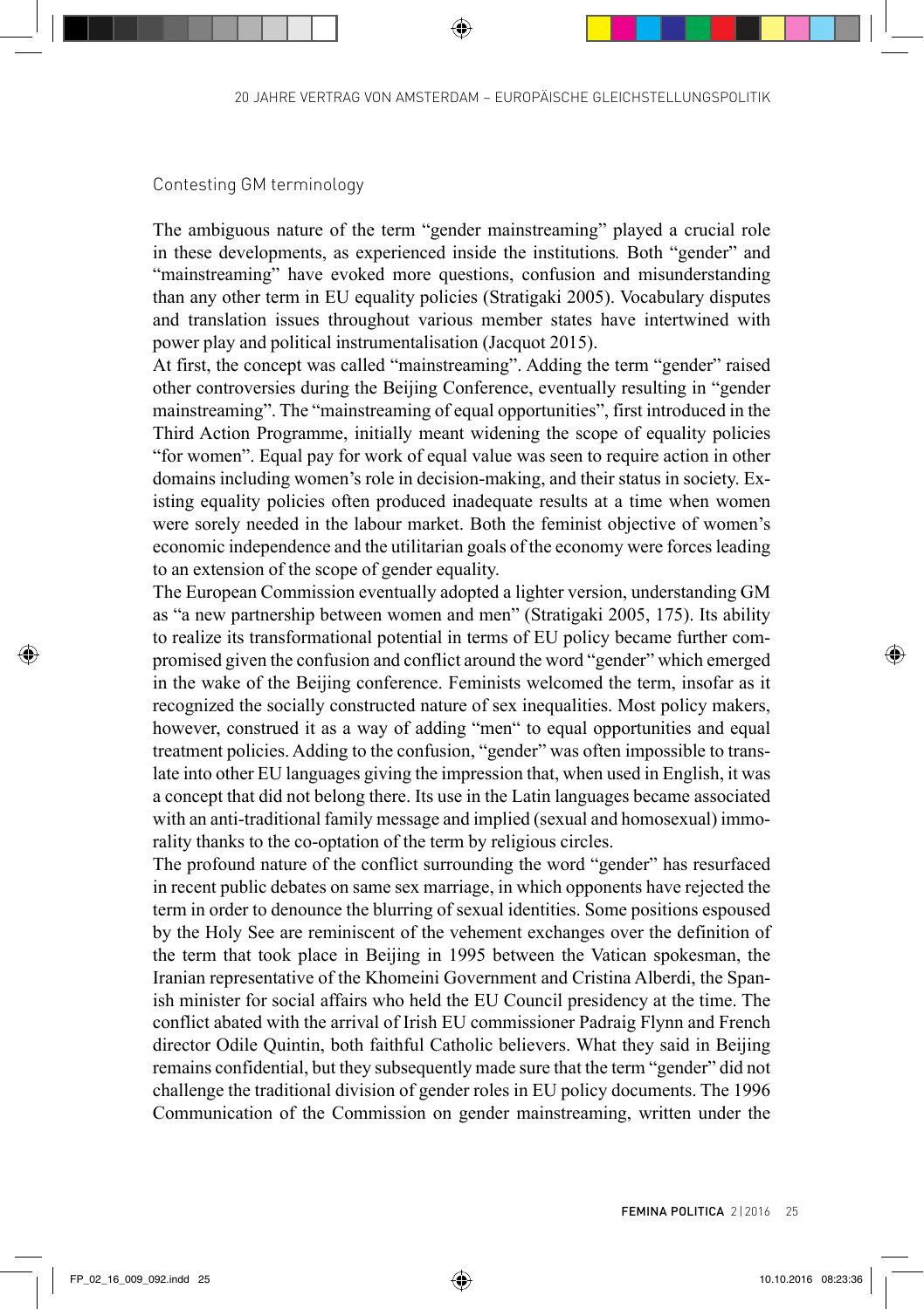## Contesting GM terminology

The ambiguous nature of the term "gender mainstreaming" played a crucial role in these developments, as experienced inside the institutions. Both "gender" and "mainstreaming" have evoked more questions, confusion and misunderstanding than any other term in EU equality policies (Stratigaki 2005). Vocabulary disputes and translation issues throughout various member states have intertwined with power play and political instrumentalisation (Jacquot 2015).

At first, the concept was called "mainstreaming". Adding the term "gender" raised other controversies during the Beijing Conference, eventually resulting in "gender mainstreaming". The "mainstreaming of equal opportunities", first introduced in the Third Action Programme, initially meant widening the scope of equality policies "for women". Equal pay for work of equal value was seen to require action in other domains including women's role in decision-making, and their status in society. Existing equality policies often produced inadequate results at a time when women were sorely needed in the labour market. Both the feminist objective of women's economic independence and the utilitarian goals of the economy were forces leading to an extension of the scope of gender equality.

The European Commission eventually adopted a lighter version, understanding GM as "a new partnership between women and men" (Stratigaki 2005, 175). Its ability to realize its transformational potential in terms of EU policy became further compromised given the confusion and conflict around the word "gender" which emerged in the wake of the Beijing conference. Feminists welcomed the term, insofar as it recognized the socially constructed nature of sex inequalities. Most policy makers, however, construed it as a way of adding "men" to equal opportunities and equal treatment policies. Adding to the confusion, "gender" was often impossible to translate into other EU languages giving the impression that, when used in English, it was a concept that did not belong there. Its use in the Latin languages became associated with an anti-traditional family message and implied (sexual and homosexual) immorality thanks to the co-optation of the term by religious circles.

The profound nature of the conflict surrounding the word "gender" has resurfaced in recent public debates on same sex marriage, in which opponents have rejected the term in order to denounce the blurring of sexual identities. Some positions espoused by the Holy See are reminiscent of the vehement exchanges over the definition of the term that took place in Beijing in 1995 between the Vatican spokesman, the Iranian representative of the Khomeini Government and Cristina Alberdi, the Spanish minister for social affairs who held the EU Council presidency at the time. The conflict abated with the arrival of Irish EU commissioner Padraig Flynn and French director Odile Quintin, both faithful Catholic believers. What they said in Beijing remains confidential, but they subsequently made sure that the term "gender" did not challenge the traditional division of gender roles in EU policy documents. The 1996 Communication of the Commission on gender mainstreaming, written under the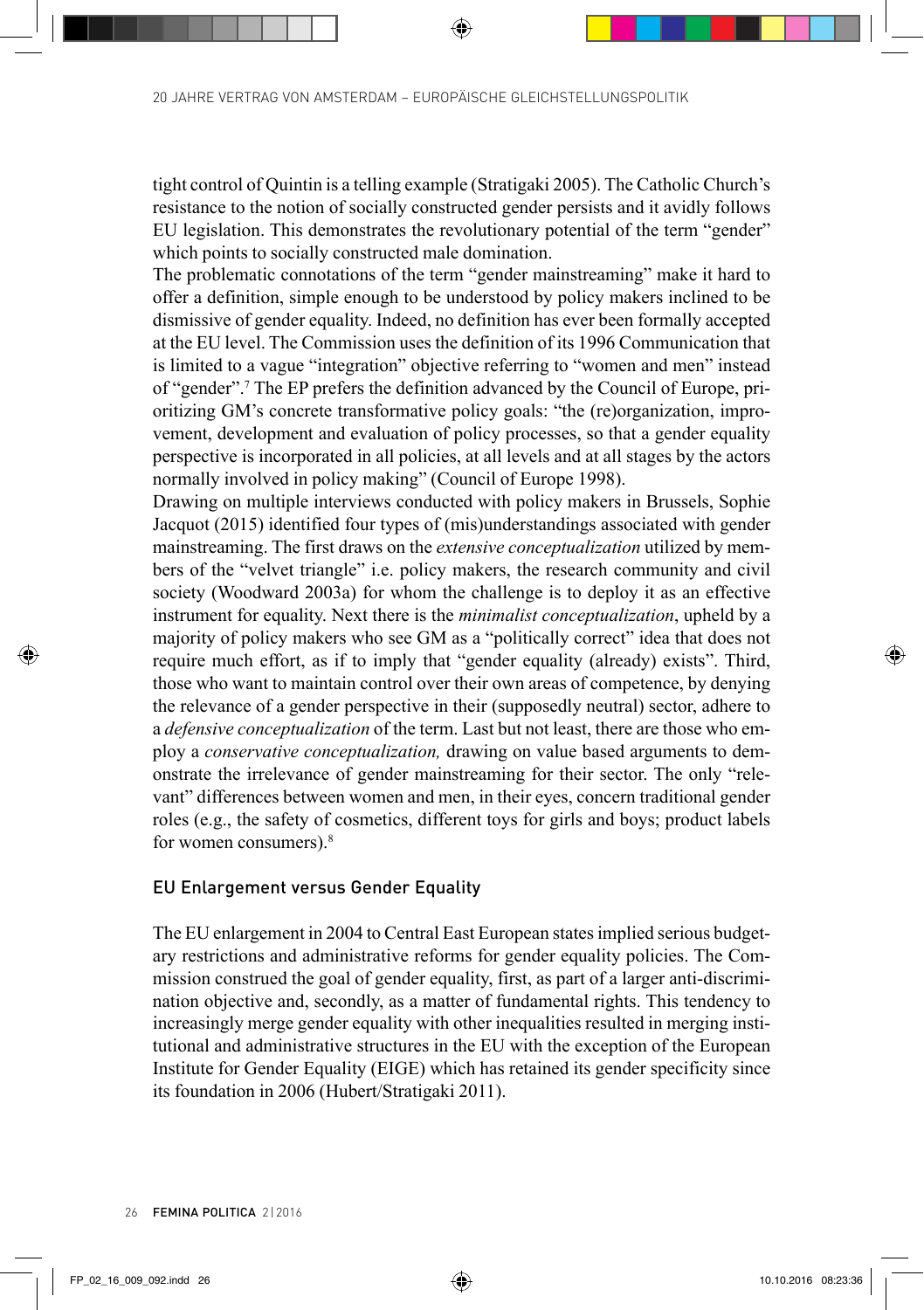tight control of Quintin is a telling example (Stratigaki 2005). The Catholic Church's resistance to the notion of socially constructed gender persists and it avidly follows EU legislation. This demonstrates the revolutionary potential of the term "gender" which points to socially constructed male domination.

The problematic connotations of the term "gender mainstreaming" make it hard to offer a definition, simple enough to be understood by policy makers inclined to be dismissive of gender equality. Indeed, no definition has ever been formally accepted at the EU level. The Commission uses the definition of its 1996 Communication that is limited to a vague "integration" objective referring to "women and men" instead of "gender".[7] The EP prefers the definition advanced by the Council of Europe, prioritizing GM's concrete transformative policy goals: "the (re)organization, improvement, development and evaluation of policy processes, so that a gender equality perspective is incorporated in all policies, at all levels and at all stages by the actors normally involved in policy making" (Council of Europe 1998).

Drawing on multiple interviews conducted with policy makers in Brussels, Sophie Jacquot (2015) identified four types of (mis)understandings associated with gender mainstreaming. The first draws on the *extensive conceptualization* utilized by members of the "velvet triangle" i.e. policy makers, the research community and civil society (Woodward 2003a) for whom the challenge is to deploy it as an effective instrument for equality. Next there is the *minimalist conceptualization*, upheld by a majority of policy makers who see GM as a "politically correct" idea that does not require much effort, as if to imply that "gender equality (already) exists". Third, those who want to maintain control over their own areas of competence, by denying the relevance of a gender perspective in their (supposedly neutral) sector, adhere to a *defensive conceptualization* of the term. Last but not least, there are those who employ a *conservative conceptualization,* drawing on value based arguments to demonstrate the irrelevance of gender mainstreaming for their sector. The only "relevant" differences between women and men, in their eyes, concern traditional gender roles (e.g., the safety of cosmetics, different toys for girls and boys; product labels for women consumers).[8]

## EU Enlargement versus Gender Equality

The EU enlargement in 2004 to Central East European states implied serious budgetary restrictions and administrative reforms for gender equality policies. The Commission construed the goal of gender equality, first, as part of a larger anti-discrimination objective and, secondly, as a matter of fundamental rights. This tendency to increasingly merge gender equality with other inequalities resulted in merging institutional and administrative structures in the EU with the exception of the European Institute for Gender Equality (EIGE) which has retained its gender specificity since its foundation in 2006 (Hubert/Stratigaki 2011).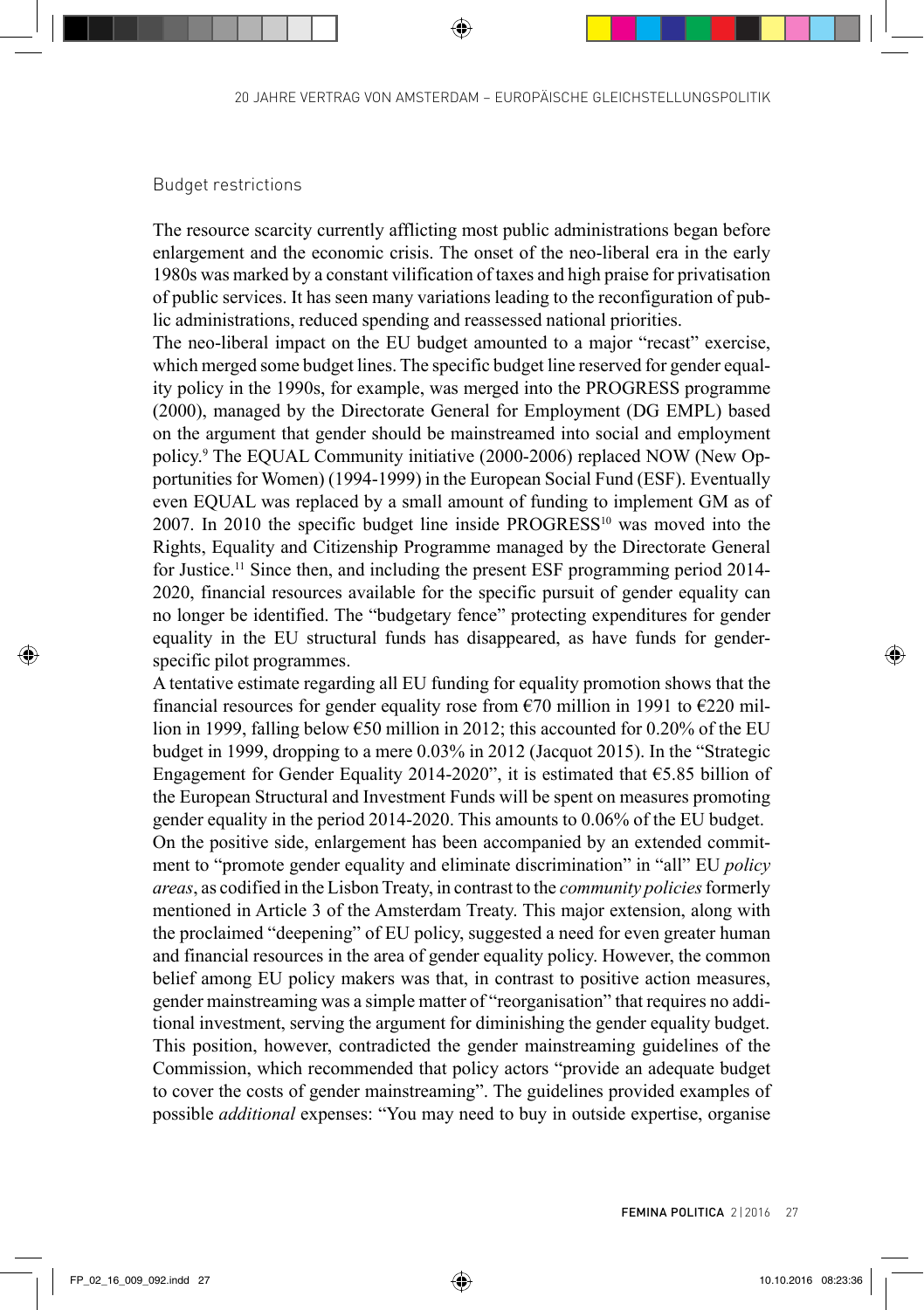## Budget restrictions

The resource scarcity currently afflicting most public administrations began before enlargement and the economic crisis. The onset of the neo-liberal era in the early 1980s was marked by a constant vilification of taxes and high praise for privatisation of public services. It has seen many variations leading to the reconfiguration of public administrations, reduced spending and reassessed national priorities.

The neo-liberal impact on the EU budget amounted to a major "recast" exercise, which merged some budget lines. The specific budget line reserved for gender equality policy in the 1990s, for example, was merged into the PROGRESS programme (2000), managed by the Directorate General for Employment (DG EMPL) based on the argument that gender should be mainstreamed into social and employment policy.[9] The EQUAL Community initiative (2000-2006) replaced NOW (New Opportunities for Women) (1994-1999) in the European Social Fund (ESF). Eventually even EQUAL was replaced by a small amount of funding to implement GM as of 2007. In 2010 the specific budget line inside PROGRESS[10] was moved into the Rights, Equality and Citizenship Programme managed by the Directorate General for Justice.[11] Since then, and including the present ESF programming period 2014-2020, financial resources available for the specific pursuit of gender equality can no longer be identified. The "budgetary fence" protecting expenditures for gender equality in the EU structural funds has disappeared, as have funds for gender-specific pilot programmes.

A tentative estimate regarding all EU funding for equality promotion shows that the financial resources for gender equality rose from €70 million in 1991 to €220 million in 1999, falling below €50 million in 2012; this accounted for 0.20% of the EU budget in 1999, dropping to a mere 0.03% in 2012 (Jacquot 2015). In the "Strategic Engagement for Gender Equality 2014-2020", it is estimated that €5.85 billion of the European Structural and Investment Funds will be spent on measures promoting gender equality in the period 2014-2020. This amounts to 0.06% of the EU budget.

On the positive side, enlargement has been accompanied by an extended commitment to "promote gender equality and eliminate discrimination" in "all" EU *policy areas*, as codified in the Lisbon Treaty, in contrast to the *community policies* formerly mentioned in Article 3 of the Amsterdam Treaty. This major extension, along with the proclaimed "deepening" of EU policy, suggested a need for even greater human and financial resources in the area of gender equality policy. However, the common belief among EU policy makers was that, in contrast to positive action measures, gender mainstreaming was a simple matter of "reorganisation" that requires no additional investment, serving the argument for diminishing the gender equality budget. This position, however, contradicted the gender mainstreaming guidelines of the Commission, which recommended that policy actors "provide an adequate budget to cover the costs of gender mainstreaming". The guidelines provided examples of possible *additional* expenses: "You may need to buy in outside expertise, organise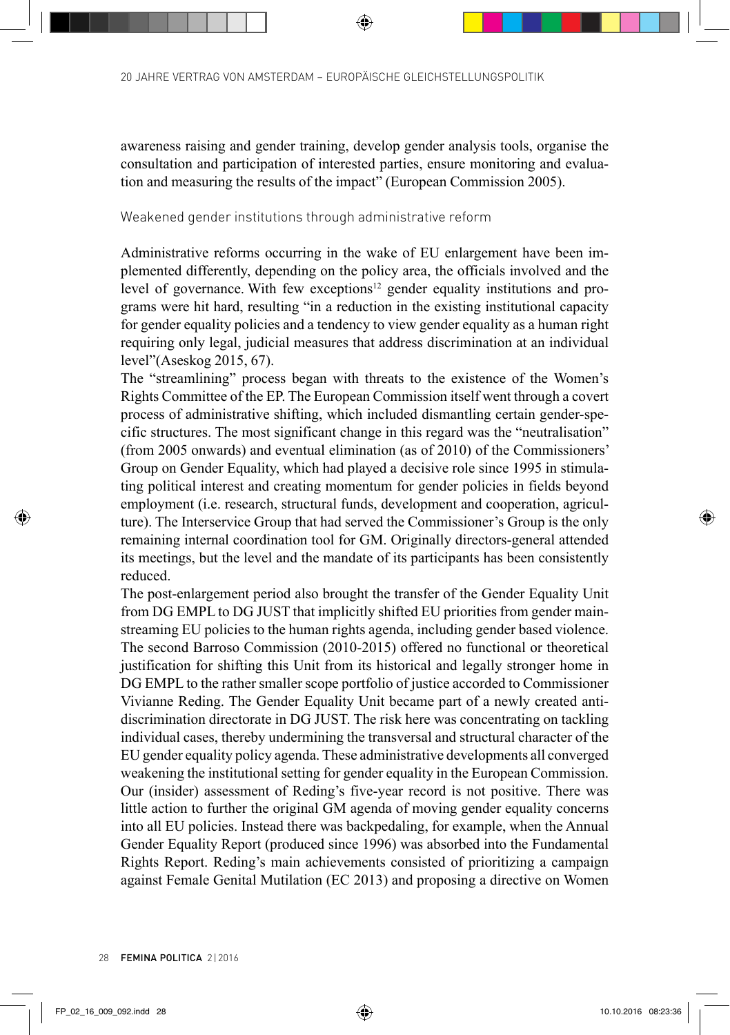awareness raising and gender training, develop gender analysis tools, organise the consultation and participation of interested parties, ensure monitoring and evaluation and measuring the results of the impact" (European Commission 2005).

### Weakened gender institutions through administrative reform

Administrative reforms occurring in the wake of EU enlargement have been implemented differently, depending on the policy area, the officials involved and the level of governance. With few exceptions[12] gender equality institutions and programs were hit hard, resulting "in a reduction in the existing institutional capacity for gender equality policies and a tendency to view gender equality as a human right requiring only legal, judicial measures that address discrimination at an individual level"(Aseskog 2015, 67).

The "streamlining" process began with threats to the existence of the Women's Rights Committee of the EP. The European Commission itself went through a covert process of administrative shifting, which included dismantling certain gender-specific structures. The most significant change in this regard was the "neutralisation" (from 2005 onwards) and eventual elimination (as of 2010) of the Commissioners' Group on Gender Equality, which had played a decisive role since 1995 in stimulating political interest and creating momentum for gender policies in fields beyond employment (i.e. research, structural funds, development and cooperation, agriculture). The Interservice Group that had served the Commissioner's Group is the only remaining internal coordination tool for GM. Originally directors-general attended its meetings, but the level and the mandate of its participants has been consistently reduced.

The post-enlargement period also brought the transfer of the Gender Equality Unit from DG EMPL to DG JUST that implicitly shifted EU priorities from gender mainstreaming EU policies to the human rights agenda, including gender based violence. The second Barroso Commission (2010-2015) offered no functional or theoretical justification for shifting this Unit from its historical and legally stronger home in DG EMPL to the rather smaller scope portfolio of justice accorded to Commissioner Vivianne Reding. The Gender Equality Unit became part of a newly created anti-discrimination directorate in DG JUST. The risk here was concentrating on tackling individual cases, thereby undermining the transversal and structural character of the EU gender equality policy agenda. These administrative developments all converged weakening the institutional setting for gender equality in the European Commission. Our (insider) assessment of Reding's five-year record is not positive. There was little action to further the original GM agenda of moving gender equality concerns into all EU policies. Instead there was backpedaling, for example, when the Annual Gender Equality Report (produced since 1996) was absorbed into the Fundamental Rights Report. Reding's main achievements consisted of prioritizing a campaign against Female Genital Mutilation (EC 2013) and proposing a directive on Women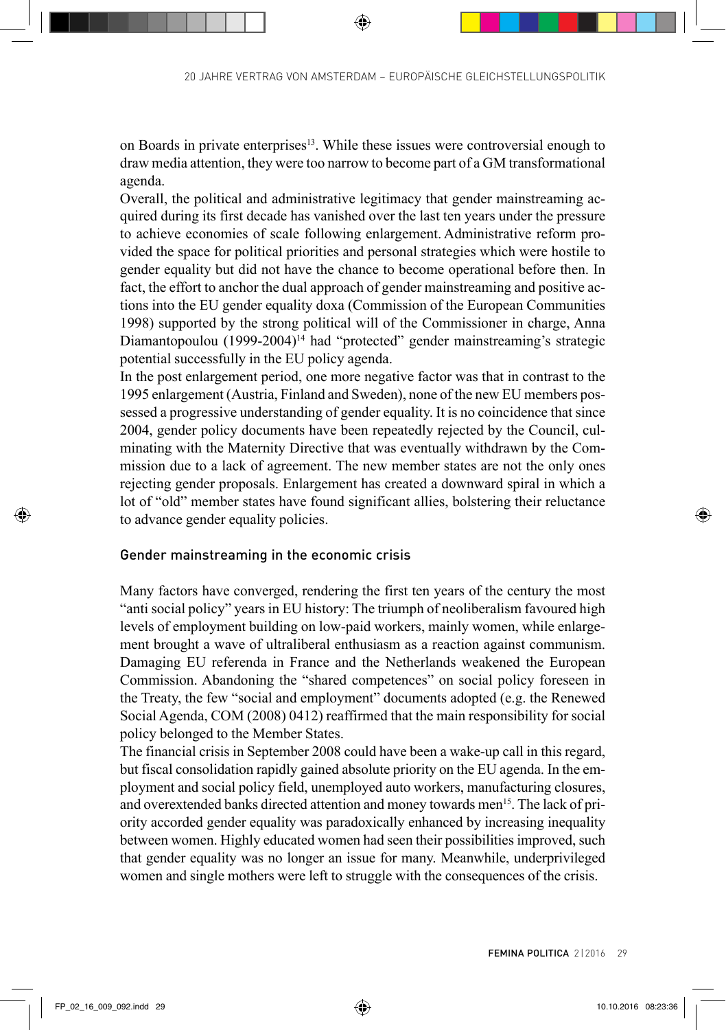on Boards in private enterprises[13]. While these issues were controversial enough to draw media attention, they were too narrow to become part of a GM transformational agenda.

Overall, the political and administrative legitimacy that gender mainstreaming acquired during its first decade has vanished over the last ten years under the pressure to achieve economies of scale following enlargement. Administrative reform provided the space for political priorities and personal strategies which were hostile to gender equality but did not have the chance to become operational before then. In fact, the effort to anchor the dual approach of gender mainstreaming and positive actions into the EU gender equality doxa (Commission of the European Communities 1998) supported by the strong political will of the Commissioner in charge, Anna Diamantopoulou (1999-2004)[14] had "protected" gender mainstreaming's strategic potential successfully in the EU policy agenda.

In the post enlargement period, one more negative factor was that in contrast to the 1995 enlargement (Austria, Finland and Sweden), none of the new EU members possessed a progressive understanding of gender equality. It is no coincidence that since 2004, gender policy documents have been repeatedly rejected by the Council, culminating with the Maternity Directive that was eventually withdrawn by the Commission due to a lack of agreement. The new member states are not the only ones rejecting gender proposals. Enlargement has created a downward spiral in which a lot of "old" member states have found significant allies, bolstering their reluctance to advance gender equality policies.

## Gender mainstreaming in the economic crisis

Many factors have converged, rendering the first ten years of the century the most "anti social policy" years in EU history: The triumph of neoliberalism favoured high levels of employment building on low-paid workers, mainly women, while enlargement brought a wave of ultraliberal enthusiasm as a reaction against communism. Damaging EU referenda in France and the Netherlands weakened the European Commission. Abandoning the "shared competences" on social policy foreseen in the Treaty, the few "social and employment" documents adopted (e.g. the Renewed Social Agenda, COM (2008) 0412) reaffirmed that the main responsibility for social policy belonged to the Member States.

The financial crisis in September 2008 could have been a wake-up call in this regard, but fiscal consolidation rapidly gained absolute priority on the EU agenda. In the employment and social policy field, unemployed auto workers, manufacturing closures, and overextended banks directed attention and money towards men[15]. The lack of priority accorded gender equality was paradoxically enhanced by increasing inequality between women. Highly educated women had seen their possibilities improved, such that gender equality was no longer an issue for many. Meanwhile, underprivileged women and single mothers were left to struggle with the consequences of the crisis.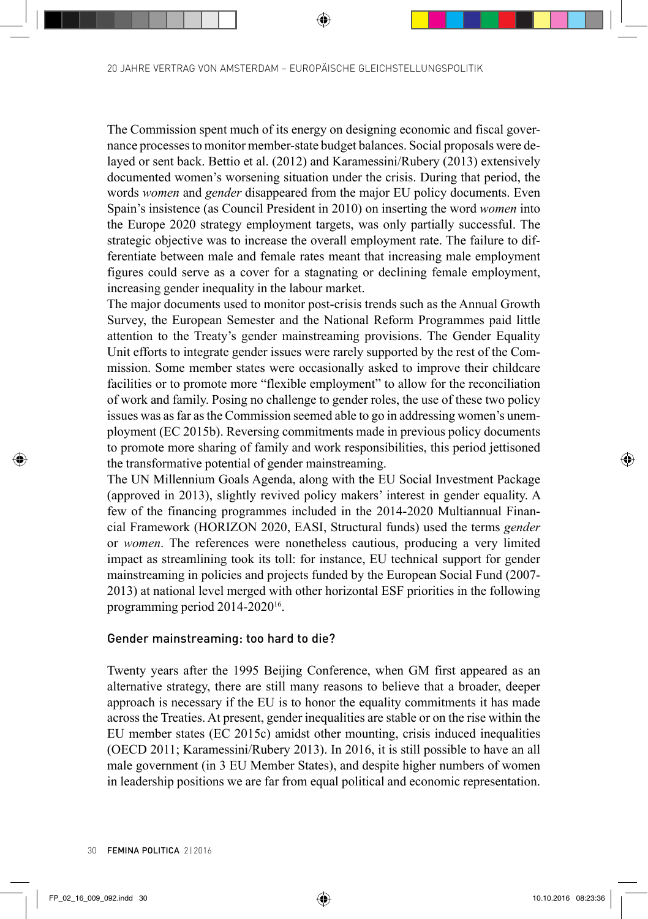The Commission spent much of its energy on designing economic and fiscal governance processes to monitor member-state budget balances. Social proposals were delayed or sent back. Bettio et al. (2012) and Karamessini/Rubery (2013) extensively documented women's worsening situation under the crisis. During that period, the words *women* and *gender* disappeared from the major EU policy documents. Even Spain's insistence (as Council President in 2010) on inserting the word *women* into the Europe 2020 strategy employment targets, was only partially successful. The strategic objective was to increase the overall employment rate. The failure to differentiate between male and female rates meant that increasing male employment figures could serve as a cover for a stagnating or declining female employment, increasing gender inequality in the labour market.

The major documents used to monitor post-crisis trends such as the Annual Growth Survey, the European Semester and the National Reform Programmes paid little attention to the Treaty's gender mainstreaming provisions. The Gender Equality Unit efforts to integrate gender issues were rarely supported by the rest of the Commission. Some member states were occasionally asked to improve their childcare facilities or to promote more "flexible employment" to allow for the reconciliation of work and family. Posing no challenge to gender roles, the use of these two policy issues was as far as the Commission seemed able to go in addressing women's unemployment (EC 2015b). Reversing commitments made in previous policy documents to promote more sharing of family and work responsibilities, this period jettisoned the transformative potential of gender mainstreaming.

The UN Millennium Goals Agenda, along with the EU Social Investment Package (approved in 2013), slightly revived policy makers' interest in gender equality. A few of the financing programmes included in the 2014-2020 Multiannual Financial Framework (HORIZON 2020, EASI, Structural funds) used the terms *gender* or *women*. The references were nonetheless cautious, producing a very limited impact as streamlining took its toll: for instance, EU technical support for gender mainstreaming in policies and projects funded by the European Social Fund (2007-2013) at national level merged with other horizontal ESF priorities in the following programming period 2014-2020[16].

## Gender mainstreaming: too hard to die?

Twenty years after the 1995 Beijing Conference, when GM first appeared as an alternative strategy, there are still many reasons to believe that a broader, deeper approach is necessary if the EU is to honor the equality commitments it has made across the Treaties. At present, gender inequalities are stable or on the rise within the EU member states (EC 2015c) amidst other mounting, crisis induced inequalities (OECD 2011; Karamessini/Rubery 2013). In 2016, it is still possible to have an all male government (in 3 EU Member States), and despite higher numbers of women in leadership positions we are far from equal political and economic representation.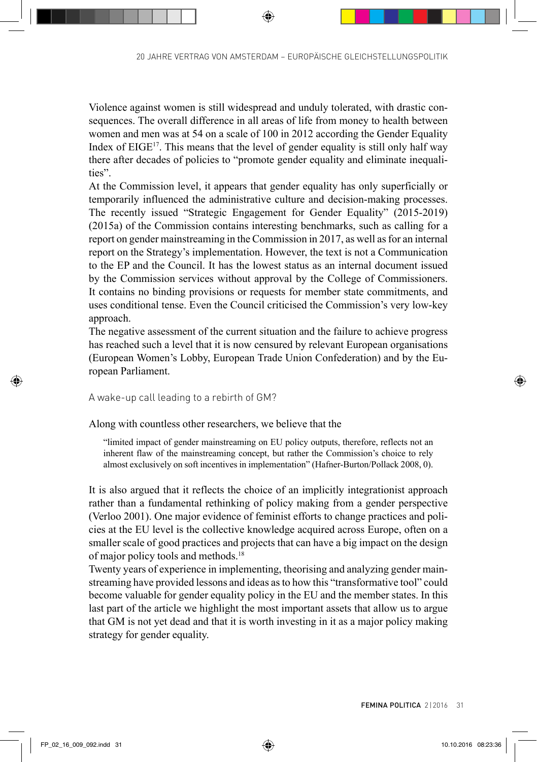Violence against women is still widespread and unduly tolerated, with drastic consequences. The overall difference in all areas of life from money to health between women and men was at 54 on a scale of 100 in 2012 according the Gender Equality Index of EIGE[17]. This means that the level of gender equality is still only half way there after decades of policies to "promote gender equality and eliminate inequalities".

At the Commission level, it appears that gender equality has only superficially or temporarily influenced the administrative culture and decision-making processes. The recently issued "Strategic Engagement for Gender Equality" (2015-2019) (2015a) of the Commission contains interesting benchmarks, such as calling for a report on gender mainstreaming in the Commission in 2017, as well as for an internal report on the Strategy's implementation. However, the text is not a Communication to the EP and the Council. It has the lowest status as an internal document issued by the Commission services without approval by the College of Commissioners. It contains no binding provisions or requests for member state commitments, and uses conditional tense. Even the Council criticised the Commission's very low-key approach.

The negative assessment of the current situation and the failure to achieve progress has reached such a level that it is now censured by relevant European organisations (European Women's Lobby, European Trade Union Confederation) and by the European Parliament.

## A wake-up call leading to a rebirth of GM?

Along with countless other researchers, we believe that the

> "limited impact of gender mainstreaming on EU policy outputs, therefore, reflects not an inherent flaw of the mainstreaming concept, but rather the Commission's choice to rely almost exclusively on soft incentives in implementation" (Hafner-Burton/Pollack 2008, 0).

It is also argued that it reflects the choice of an implicitly integrationist approach rather than a fundamental rethinking of policy making from a gender perspective (Verloo 2001). One major evidence of feminist efforts to change practices and policies at the EU level is the collective knowledge acquired across Europe, often on a smaller scale of good practices and projects that can have a big impact on the design of major policy tools and methods.[18]

Twenty years of experience in implementing, theorising and analyzing gender mainstreaming have provided lessons and ideas as to how this "transformative tool" could become valuable for gender equality policy in the EU and the member states. In this last part of the article we highlight the most important assets that allow us to argue that GM is not yet dead and that it is worth investing in it as a major policy making strategy for gender equality.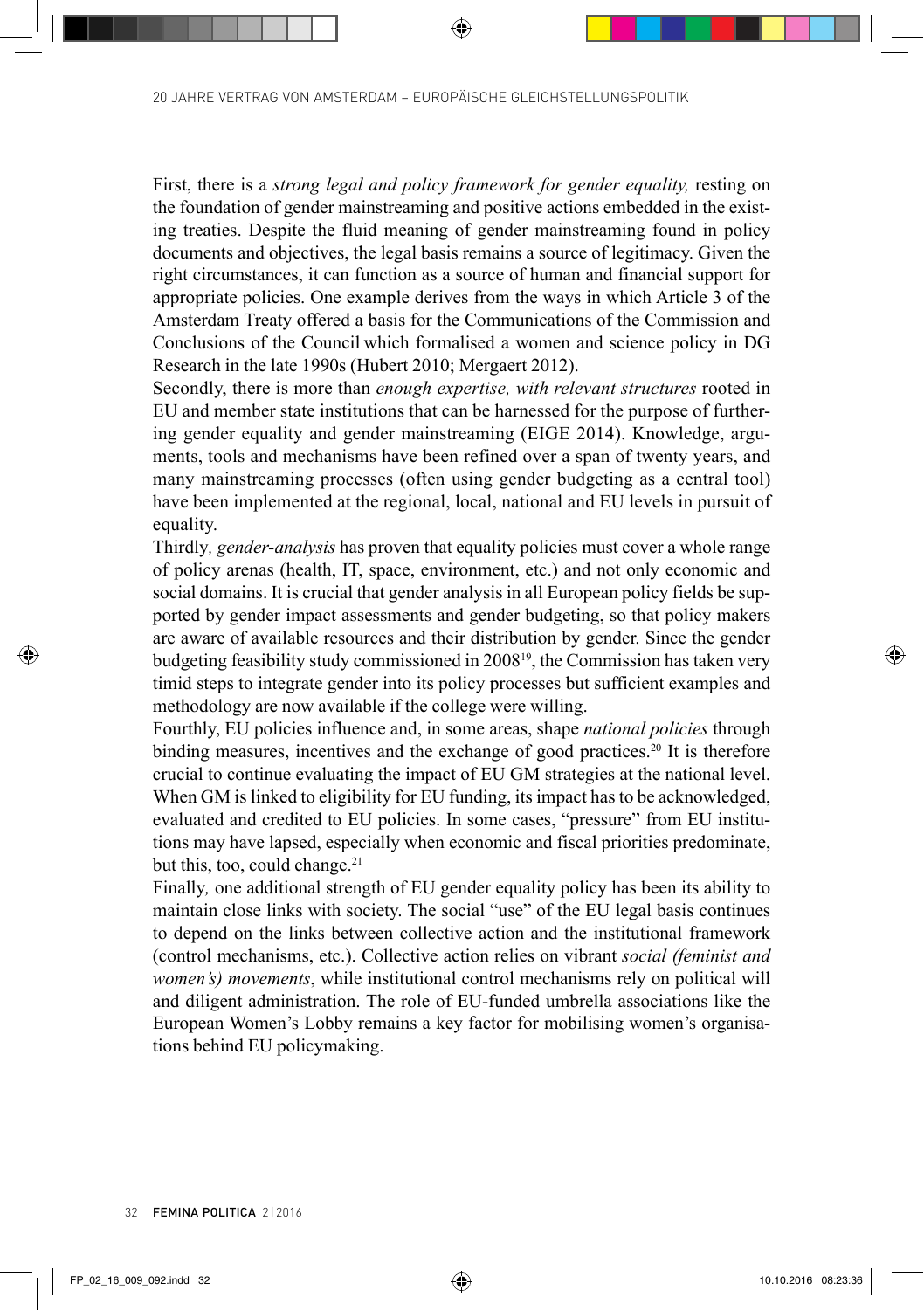First, there is a *strong legal and policy framework for gender equality,* resting on the foundation of gender mainstreaming and positive actions embedded in the existing treaties. Despite the fluid meaning of gender mainstreaming found in policy documents and objectives, the legal basis remains a source of legitimacy. Given the right circumstances, it can function as a source of human and financial support for appropriate policies. One example derives from the ways in which Article 3 of the Amsterdam Treaty offered a basis for the Communications of the Commission and Conclusions of the Council which formalised a women and science policy in DG Research in the late 1990s (Hubert 2010; Mergaert 2012).

Secondly, there is more than *enough expertise, with relevant structures* rooted in EU and member state institutions that can be harnessed for the purpose of furthering gender equality and gender mainstreaming (EIGE 2014). Knowledge, arguments, tools and mechanisms have been refined over a span of twenty years, and many mainstreaming processes (often using gender budgeting as a central tool) have been implemented at the regional, local, national and EU levels in pursuit of equality.

Thirdly*, gender-analysis* has proven that equality policies must cover a whole range of policy arenas (health, IT, space, environment, etc.) and not only economic and social domains. It is crucial that gender analysis in all European policy fields be supported by gender impact assessments and gender budgeting, so that policy makers are aware of available resources and their distribution by gender. Since the gender budgeting feasibility study commissioned in 2008[19], the Commission has taken very timid steps to integrate gender into its policy processes but sufficient examples and methodology are now available if the college were willing.

Fourthly, EU policies influence and, in some areas, shape *national policies* through binding measures, incentives and the exchange of good practices.[20] It is therefore crucial to continue evaluating the impact of EU GM strategies at the national level. When GM is linked to eligibility for EU funding, its impact has to be acknowledged, evaluated and credited to EU policies. In some cases, "pressure" from EU institutions may have lapsed, especially when economic and fiscal priorities predominate, but this, too, could change.[21]

Finally*,* one additional strength of EU gender equality policy has been its ability to maintain close links with society. The social "use" of the EU legal basis continues to depend on the links between collective action and the institutional framework (control mechanisms, etc.). Collective action relies on vibrant *social (feminist and women's) movements*, while institutional control mechanisms rely on political will and diligent administration. The role of EU-funded umbrella associations like the European Women's Lobby remains a key factor for mobilising women's organisations behind EU policymaking.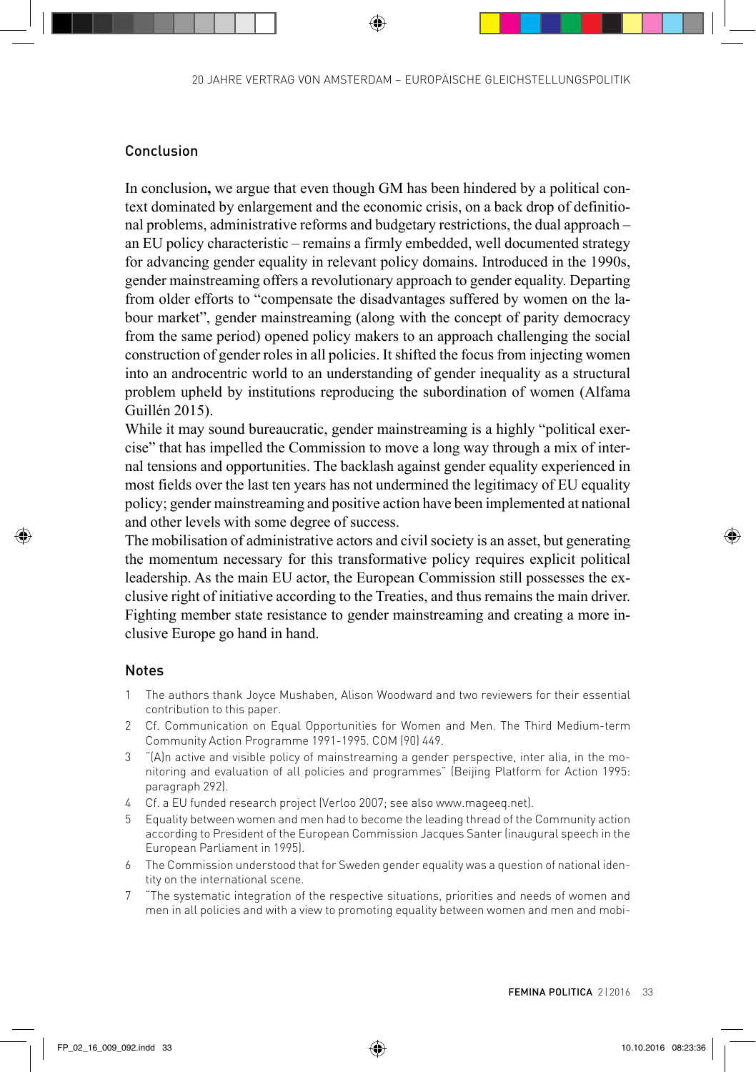## Conclusion

In conclusion**,** we argue that even though GM has been hindered by a political context dominated by enlargement and the economic crisis, on a back drop of definitional problems, administrative reforms and budgetary restrictions, the dual approach – an EU policy characteristic – remains a firmly embedded, well documented strategy for advancing gender equality in relevant policy domains. Introduced in the 1990s, gender mainstreaming offers a revolutionary approach to gender equality. Departing from older efforts to "compensate the disadvantages suffered by women on the labour market", gender mainstreaming (along with the concept of parity democracy from the same period) opened policy makers to an approach challenging the social construction of gender roles in all policies. It shifted the focus from injecting women into an androcentric world to an understanding of gender inequality as a structural problem upheld by institutions reproducing the subordination of women (Alfama Guillén 2015).

While it may sound bureaucratic, gender mainstreaming is a highly "political exercise" that has impelled the Commission to move a long way through a mix of internal tensions and opportunities. The backlash against gender equality experienced in most fields over the last ten years has not undermined the legitimacy of EU equality policy; gender mainstreaming and positive action have been implemented at national and other levels with some degree of success.

The mobilisation of administrative actors and civil society is an asset, but generating the momentum necessary for this transformative policy requires explicit political leadership. As the main EU actor, the European Commission still possesses the exclusive right of initiative according to the Treaties, and thus remains the main driver. Fighting member state resistance to gender mainstreaming and creating a more inclusive Europe go hand in hand.

## Notes

1 The authors thank Joyce Mushaben, Alison Woodward and two reviewers for their essential contribution to this paper.

2 Cf. Communication on Equal Opportunities for Women and Men. The Third Medium-term Community Action Programme 1991-1995. COM (90) 449.

3 "(A)n active and visible policy of mainstreaming a gender perspective, inter alia, in the monitoring and evaluation of all policies and programmes" (Beijing Platform for Action 1995: paragraph 292).

4 Cf. a EU funded research project (Verloo 2007; see also www.mageeq.net).

5 Equality between women and men had to become the leading thread of the Community action according to President of the European Commission Jacques Santer (inaugural speech in the European Parliament in 1995).

6 The Commission understood that for Sweden gender equality was a question of national identity on the international scene.

7 "The systematic integration of the respective situations, priorities and needs of women and men in all policies and with a view to promoting equality between women and men and mobi-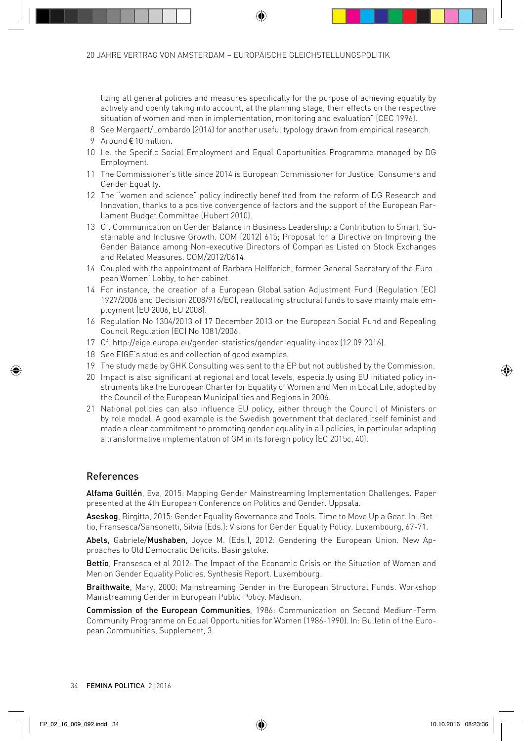lizing all general policies and measures specifically for the purpose of achieving equality by actively and openly taking into account, at the planning stage, their effects on the respective situation of women and men in implementation, monitoring and evaluation" (CEC 1996).

8 See Mergaert/Lombardo (2014) for another useful typology drawn from empirical research.

9 Around € 10 million.

10 I.e. the Specific Social Employment and Equal Opportunities Programme managed by DG Employment.

11 The Commissioner's title since 2014 is European Commissioner for Justice, Consumers and Gender Equality.

12 The "women and science" policy indirectly benefitted from the reform of DG Research and Innovation, thanks to a positive convergence of factors and the support of the European Parliament Budget Committee (Hubert 2010).

13 Cf. Communication on Gender Balance in Business Leadership: a Contribution to Smart, Sustainable and Inclusive Growth. COM (2012) 615; Proposal for a Directive on Improving the Gender Balance among Non-executive Directors of Companies Listed on Stock Exchanges and Related Measures. COM/2012/0614.

14 Coupled with the appointment of Barbara Helfferich, former General Secretary of the European Women' Lobby, to her cabinet.

14 For instance, the creation of a European Globalisation Adjustment Fund (Regulation (EC) 1927/2006 and Decision 2008/916/EC), reallocating structural funds to save mainly male employment (EU 2006, EU 2008).

16 Regulation No 1304/2013 of 17 December 2013 on the European Social Fund and Repealing Council Regulation (EC) No 1081/2006.

17 Cf. http://eige.europa.eu/gender-statistics/gender-equality-index (12.09.2016).

18 See EIGE's studies and collection of good examples.

19 The study made by GHK Consulting was sent to the EP but not published by the Commission.

20 Impact is also significant at regional and local levels, especially using EU initiated policy instruments like the European Charter for Equality of Women and Men in Local Life, adopted by the Council of the European Municipalities and Regions in 2006.

21 National policies can also influence EU policy, either through the Council of Ministers or by role model. A good example is the Swedish government that declared itself feminist and made a clear commitment to promoting gender equality in all policies, in particular adopting a transformative implementation of GM in its foreign policy (EC 2015c, 40).

## References

**Alfama Guillén**, Eva, 2015: Mapping Gender Mainstreaming Implementation Challenges. Paper presented at the 4th European Conference on Politics and Gender. Uppsala.

**Aseskog**, Birgitta, 2015: Gender Equality Governance and Tools. Time to Move Up a Gear. In: Bettio, Fransesca/Sansonetti, Silvia (Eds.): Visions for Gender Equality Policy. Luxembourg, 67-71.

**Abels**, Gabriele/**Mushaben**, Joyce M. (Eds.), 2012: Gendering the European Union. New Approaches to Old Democratic Deficits. Basingstoke.

**Bettio**, Fransesca et al 2012: The Impact of the Economic Crisis on the Situation of Women and Men on Gender Equality Policies. Synthesis Report. Luxembourg.

**Braithwaite**, Mary, 2000: Mainstreaming Gender in the European Structural Funds. Workshop Mainstreaming Gender in European Public Policy. Madison.

**Commission of the European Communities**, 1986: Communication on Second Medium-Term Community Programme on Equal Opportunities for Women (1986-1990). In: Bulletin of the European Communities, Supplement, 3.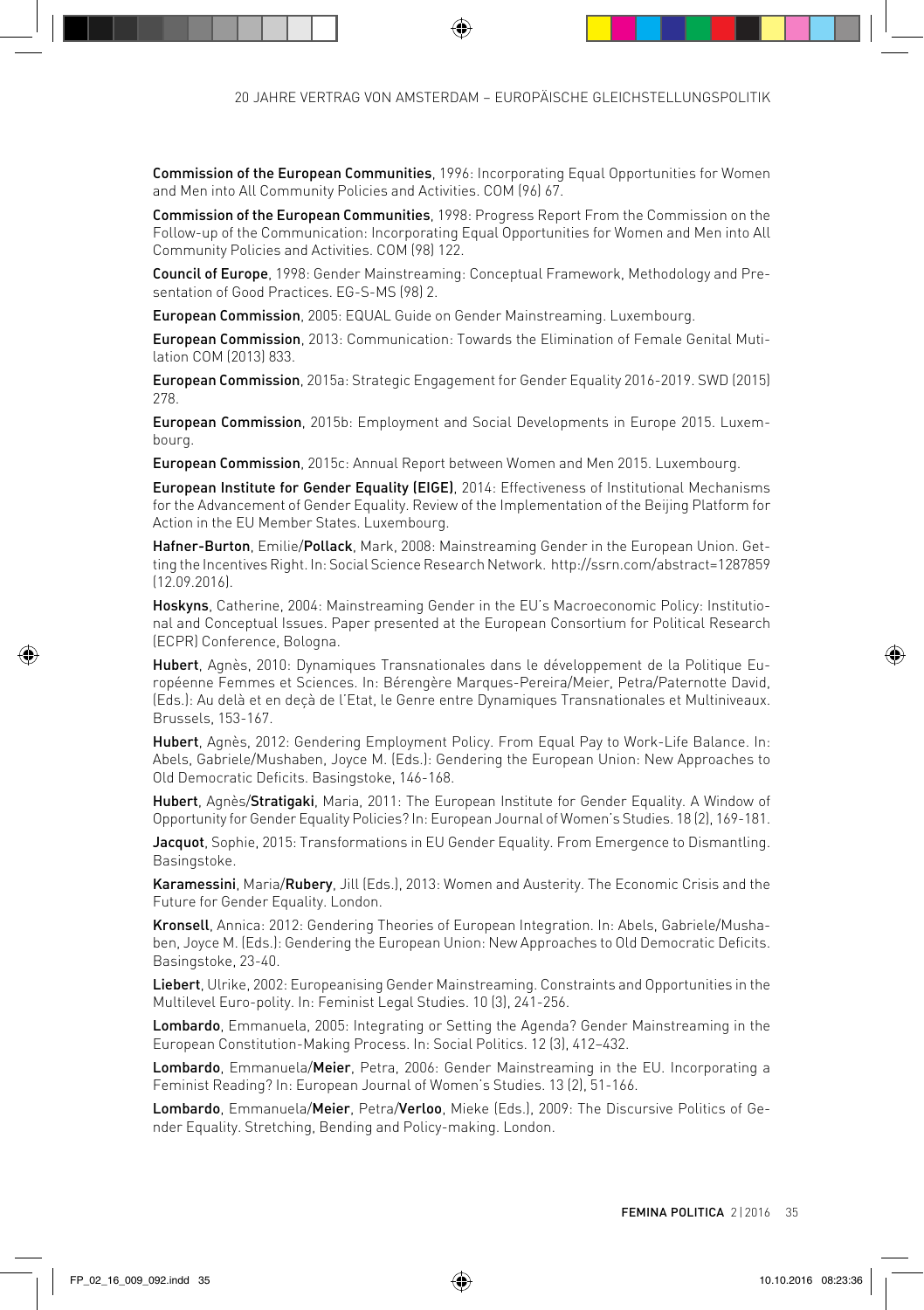**Commission of the European Communities**, 1996: Incorporating Equal Opportunities for Women and Men into All Community Policies and Activities. COM (96) 67.

**Commission of the European Communities**, 1998: Progress Report From the Commission on the Follow-up of the Communication: Incorporating Equal Opportunities for Women and Men into All Community Policies and Activities. COM (98) 122.

**Council of Europe**, 1998: Gender Mainstreaming: Conceptual Framework, Methodology and Presentation of Good Practices. EG-S-MS (98) 2.

**European Commission**, 2005: EQUAL Guide on Gender Mainstreaming. Luxembourg.

**European Commission**, 2013: Communication: Towards the Elimination of Female Genital Mutilation COM (2013) 833.

**European Commission**, 2015a: Strategic Engagement for Gender Equality 2016-2019. SWD (2015) 278.

**European Commission**, 2015b: Employment and Social Developments in Europe 2015. Luxembourg.

**European Commission**, 2015c: Annual Report between Women and Men 2015. Luxembourg.

**European Institute for Gender Equality (EIGE)**, 2014: Effectiveness of Institutional Mechanisms for the Advancement of Gender Equality. Review of the Implementation of the Beijing Platform for Action in the EU Member States. Luxembourg.

**Hafner-Burton**, Emilie/**Pollack**, Mark, 2008: Mainstreaming Gender in the European Union. Getting the Incentives Right. In: Social Science Research Network. http://ssrn.com/abstract=1287859 (12.09.2016).

**Hoskyns**, Catherine, 2004: Mainstreaming Gender in the EU's Macroeconomic Policy: Institutional and Conceptual Issues. Paper presented at the European Consortium for Political Research (ECPR) Conference, Bologna.

**Hubert**, Agnès, 2010: Dynamiques Transnationales dans le développement de la Politique Européenne Femmes et Sciences. In: Bérengère Marques-Pereira/Meier, Petra/Paternotte David, (Eds.): Au delà et en deçà de l'Etat, le Genre entre Dynamiques Transnationales et Multiniveaux. Brussels, 153-167.

**Hubert**, Agnès, 2012: Gendering Employment Policy. From Equal Pay to Work-Life Balance. In: Abels, Gabriele/Mushaben, Joyce M. (Eds.): Gendering the European Union: New Approaches to Old Democratic Deficits. Basingstoke, 146-168.

**Hubert**, Agnès/**Stratigaki**, Maria, 2011: The European Institute for Gender Equality. A Window of Opportunity for Gender Equality Policies? In: European Journal of Women's Studies. 18 (2), 169-181.

**Jacquot**, Sophie, 2015: Transformations in EU Gender Equality. From Emergence to Dismantling. Basingstoke.

**Karamessini**, Maria/**Rubery**, Jill (Eds.), 2013: Women and Austerity. The Economic Crisis and the Future for Gender Equality. London.

**Kronsell**, Annica: 2012: Gendering Theories of European Integration. In: Abels, Gabriele/Mushaben, Joyce M. (Eds.): Gendering the European Union: New Approaches to Old Democratic Deficits. Basingstoke, 23-40.

**Liebert**, Ulrike, 2002: Europeanising Gender Mainstreaming. Constraints and Opportunities in the Multilevel Euro-polity. In: Feminist Legal Studies. 10 (3), 241-256.

**Lombardo**, Emmanuela, 2005: Integrating or Setting the Agenda? Gender Mainstreaming in the European Constitution-Making Process. In: Social Politics. 12 (3), 412–432.

**Lombardo**, Emmanuela/**Meier**, Petra, 2006: Gender Mainstreaming in the EU. Incorporating a Feminist Reading? In: European Journal of Women's Studies. 13 (2), 51-166.

**Lombardo**, Emmanuela/**Meier**, Petra/**Verloo**, Mieke (Eds.), 2009: The Discursive Politics of Gender Equality. Stretching, Bending and Policy-making. London.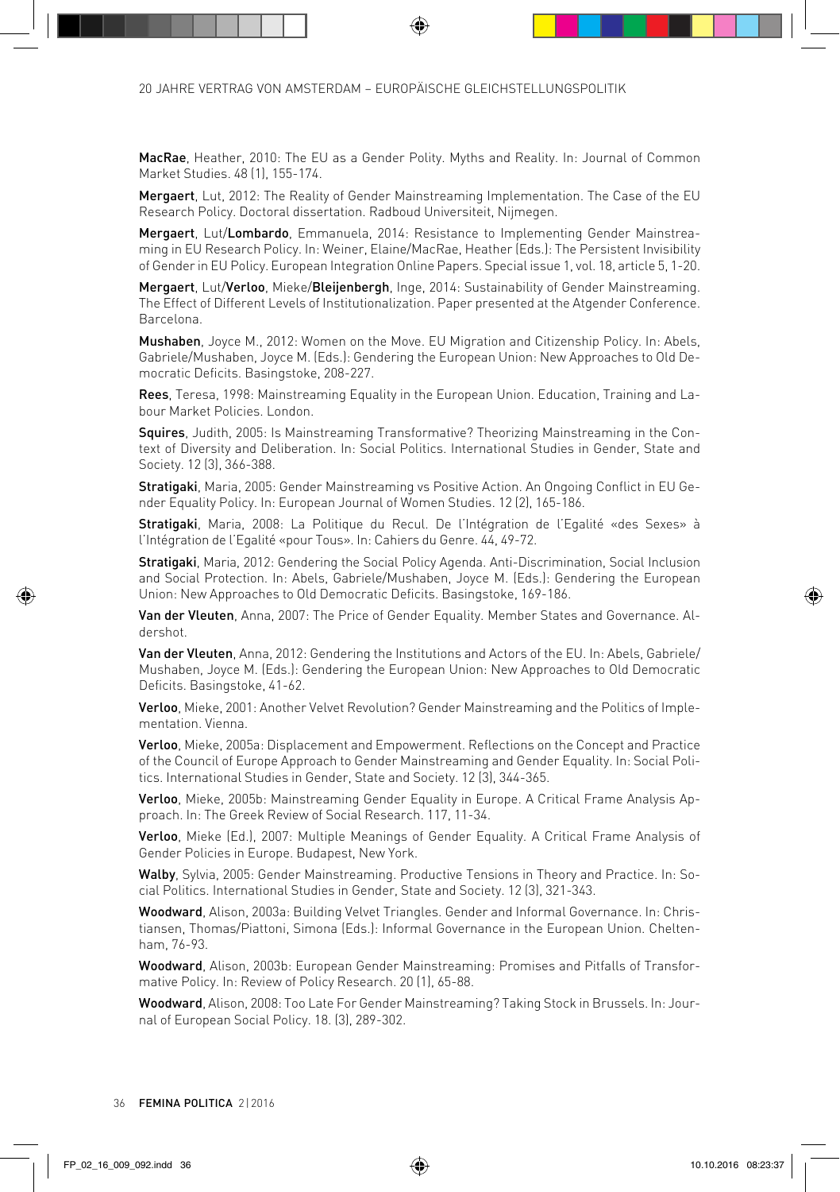**MacRae**, Heather, 2010: The EU as a Gender Polity. Myths and Reality. In: Journal of Common Market Studies. 48 (1), 155-174.

**Mergaert**, Lut, 2012: The Reality of Gender Mainstreaming Implementation. The Case of the EU Research Policy. Doctoral dissertation. Radboud Universiteit, Nijmegen.

**Mergaert**, Lut/**Lombardo**, Emmanuela, 2014: Resistance to Implementing Gender Mainstreaming in EU Research Policy. In: Weiner, Elaine/MacRae, Heather (Eds.): The Persistent Invisibility of Gender in EU Policy. European Integration Online Papers. Special issue 1, vol. 18, article 5, 1-20.

**Mergaert**, Lut/**Verloo**, Mieke/**Bleijenbergh**, Inge, 2014: Sustainability of Gender Mainstreaming. The Effect of Different Levels of Institutionalization. Paper presented at the Atgender Conference. Barcelona.

**Mushaben**, Joyce M., 2012: Women on the Move. EU Migration and Citizenship Policy. In: Abels, Gabriele/Mushaben, Joyce M. (Eds.): Gendering the European Union: New Approaches to Old Democratic Deficits. Basingstoke, 208-227.

**Rees**, Teresa, 1998: Mainstreaming Equality in the European Union. Education, Training and Labour Market Policies. London.

**Squires**, Judith, 2005: Is Mainstreaming Transformative? Theorizing Mainstreaming in the Context of Diversity and Deliberation. In: Social Politics. International Studies in Gender, State and Society. 12 (3), 366-388.

**Stratigaki**, Maria, 2005: Gender Mainstreaming vs Positive Action. An Ongoing Conflict in EU Gender Equality Policy. In: European Journal of Women Studies. 12 (2), 165-186.

**Stratigaki**, Maria, 2008: La Politique du Recul. De l'Intégration de l'Egalité «des Sexes» à l'Intégration de l'Egalité «pour Tous». In: Cahiers du Genre. 44, 49-72.

**Stratigaki**, Maria, 2012: Gendering the Social Policy Agenda. Anti-Discrimination, Social Inclusion and Social Protection. In: Abels, Gabriele/Mushaben, Joyce M. (Eds.): Gendering the European Union: New Approaches to Old Democratic Deficits. Basingstoke, 169-186.

**Van der Vleuten**, Anna, 2007: The Price of Gender Equality. Member States and Governance. Aldershot.

**Van der Vleuten**, Anna, 2012: Gendering the Institutions and Actors of the EU. In: Abels, Gabriele/Mushaben, Joyce M. (Eds.): Gendering the European Union: New Approaches to Old Democratic Deficits. Basingstoke, 41-62.

**Verloo**, Mieke, 2001: Another Velvet Revolution? Gender Mainstreaming and the Politics of Implementation. Vienna.

**Verloo**, Mieke, 2005a: Displacement and Empowerment. Reflections on the Concept and Practice of the Council of Europe Approach to Gender Mainstreaming and Gender Equality. In: Social Politics. International Studies in Gender, State and Society. 12 (3), 344-365.

**Verloo**, Mieke, 2005b: Mainstreaming Gender Equality in Europe. A Critical Frame Analysis Approach. In: The Greek Review of Social Research. 117, 11-34.

**Verloo**, Mieke (Ed.), 2007: Multiple Meanings of Gender Equality. A Critical Frame Analysis of Gender Policies in Europe. Budapest, New York.

**Walby**, Sylvia, 2005: Gender Mainstreaming. Productive Tensions in Theory and Practice. In: Social Politics. International Studies in Gender, State and Society. 12 (3), 321-343.

**Woodward**, Alison, 2003a: Building Velvet Triangles. Gender and Informal Governance. In: Christiansen, Thomas/Piattoni, Simona (Eds.): Informal Governance in the European Union. Cheltenham, 76-93.

**Woodward**, Alison, 2003b: European Gender Mainstreaming: Promises and Pitfalls of Transformative Policy. In: Review of Policy Research. 20 (1), 65-88.

**Woodward**, Alison, 2008: Too Late For Gender Mainstreaming? Taking Stock in Brussels. In: Journal of European Social Policy. 18. (3), 289-302.